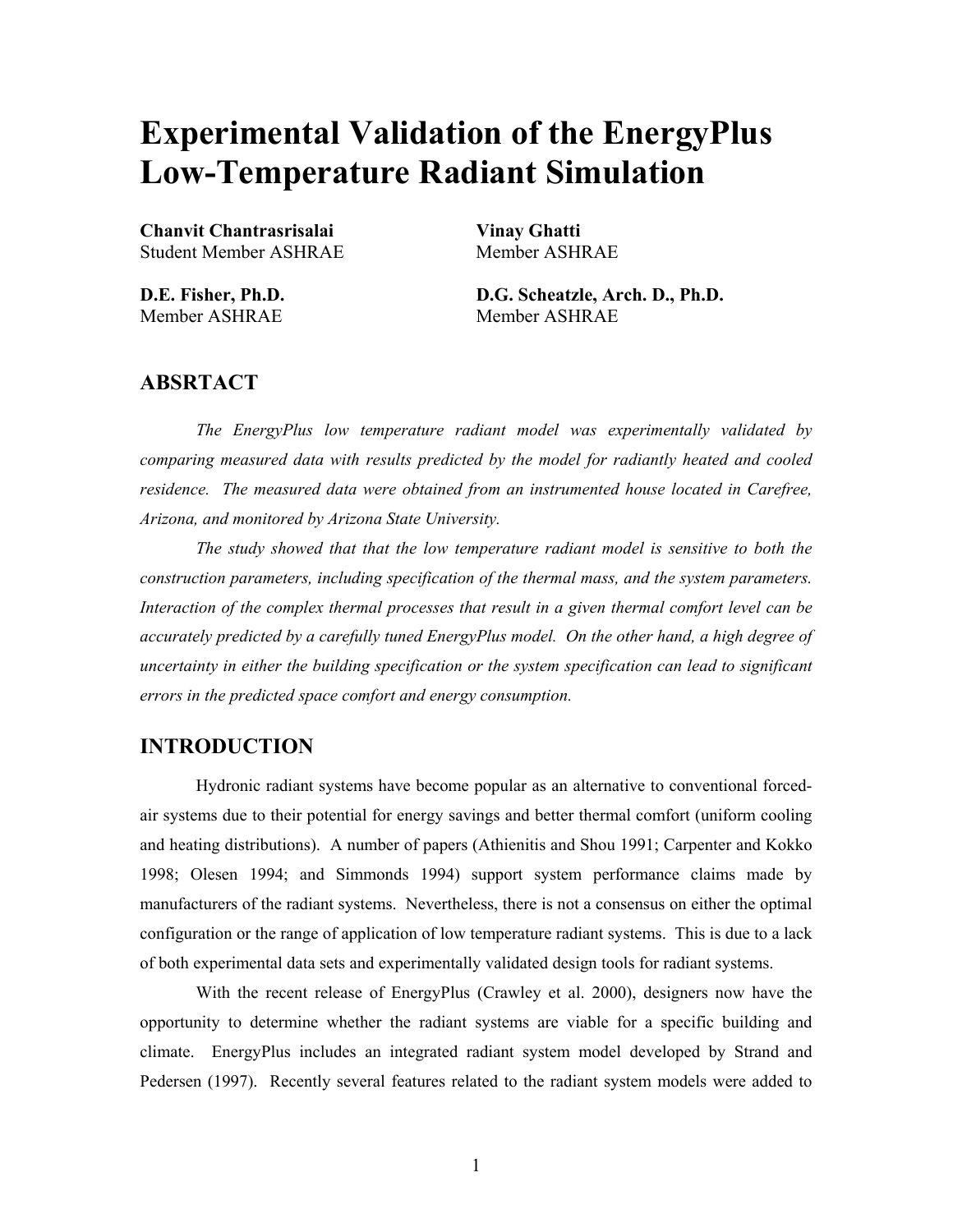# Experimental Validation of the EnergyPlus Low-Temperature Radiant Simulation

**Chanvit Chantrasrisalai**
Student Member ASHRAE

**Vinay Ghatti**
Member ASHRAE

**D.E. Fisher, Ph.D.**
Member ASHRAE

**D.G. Scheatzle, Arch. D., Ph.D.**
Member ASHRAE

## ABSRTACT

*The EnergyPlus low temperature radiant model was experimentally validated by comparing measured data with results predicted by the model for radiantly heated and cooled residence. The measured data were obtained from an instrumented house located in Carefree, Arizona, and monitored by Arizona State University.*

*The study showed that that the low temperature radiant model is sensitive to both the construction parameters, including specification of the thermal mass, and the system parameters. Interaction of the complex thermal processes that result in a given thermal comfort level can be accurately predicted by a carefully tuned EnergyPlus model. On the other hand, a high degree of uncertainty in either the building specification or the system specification can lead to significant errors in the predicted space comfort and energy consumption.*

## INTRODUCTION

Hydronic radiant systems have become popular as an alternative to conventional forced-air systems due to their potential for energy savings and better thermal comfort (uniform cooling and heating distributions). A number of papers (Athienitis and Shou 1991; Carpenter and Kokko 1998; Olesen 1994; and Simmonds 1994) support system performance claims made by manufacturers of the radiant systems. Nevertheless, there is not a consensus on either the optimal configuration or the range of application of low temperature radiant systems. This is due to a lack of both experimental data sets and experimentally validated design tools for radiant systems.

With the recent release of EnergyPlus (Crawley et al. 2000), designers now have the opportunity to determine whether the radiant systems are viable for a specific building and climate. EnergyPlus includes an integrated radiant system model developed by Strand and Pedersen (1997). Recently several features related to the radiant system models were added to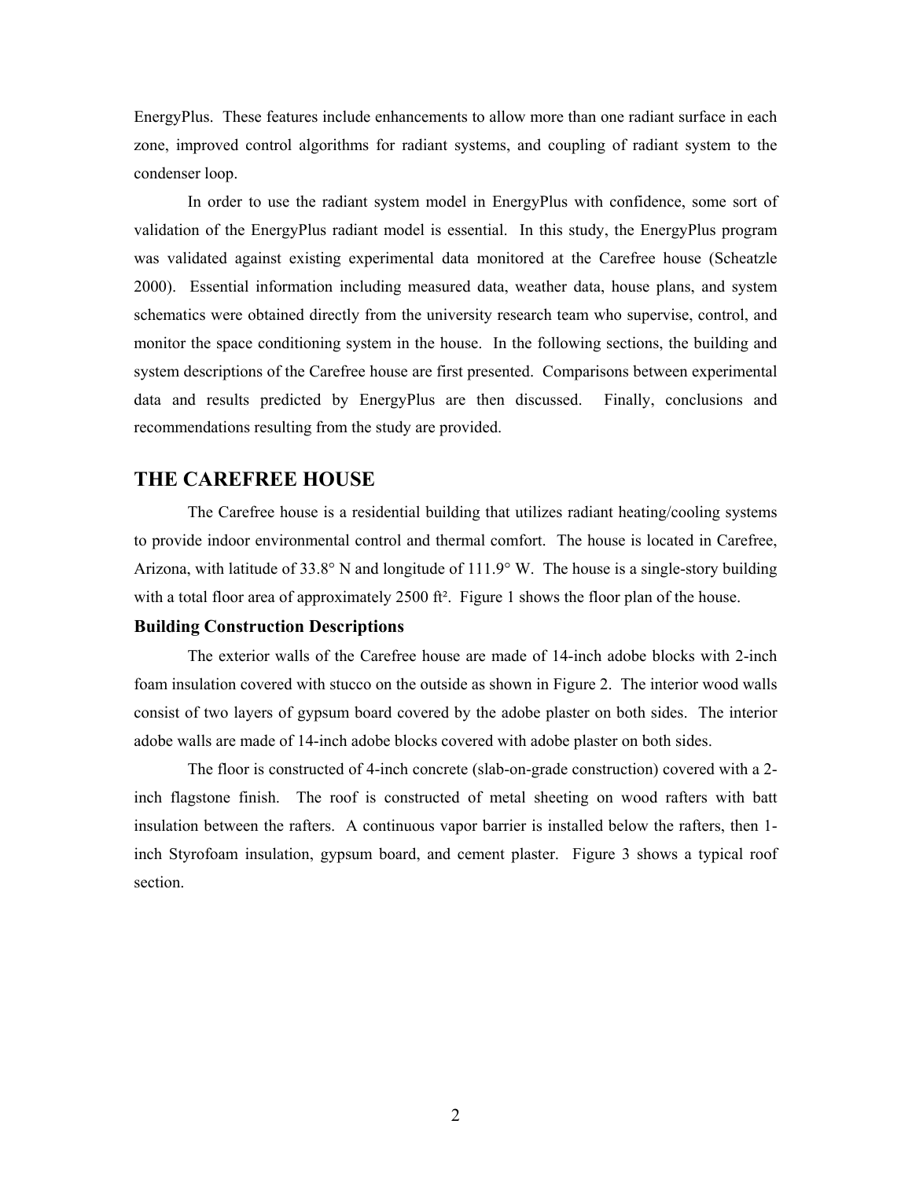EnergyPlus. These features include enhancements to allow more than one radiant surface in each zone, improved control algorithms for radiant systems, and coupling of radiant system to the condenser loop.

In order to use the radiant system model in EnergyPlus with confidence, some sort of validation of the EnergyPlus radiant model is essential. In this study, the EnergyPlus program was validated against existing experimental data monitored at the Carefree house (Scheatzle 2000). Essential information including measured data, weather data, house plans, and system schematics were obtained directly from the university research team who supervise, control, and monitor the space conditioning system in the house. In the following sections, the building and system descriptions of the Carefree house are first presented. Comparisons between experimental data and results predicted by EnergyPlus are then discussed. Finally, conclusions and recommendations resulting from the study are provided.

## THE CAREFREE HOUSE

The Carefree house is a residential building that utilizes radiant heating/cooling systems to provide indoor environmental control and thermal comfort. The house is located in Carefree, Arizona, with latitude of 33.8° N and longitude of 111.9° W. The house is a single-story building with a total floor area of approximately 2500 ft². Figure 1 shows the floor plan of the house.

### Building Construction Descriptions

The exterior walls of the Carefree house are made of 14-inch adobe blocks with 2-inch foam insulation covered with stucco on the outside as shown in Figure 2. The interior wood walls consist of two layers of gypsum board covered by the adobe plaster on both sides. The interior adobe walls are made of 14-inch adobe blocks covered with adobe plaster on both sides.

The floor is constructed of 4-inch concrete (slab-on-grade construction) covered with a 2-inch flagstone finish. The roof is constructed of metal sheeting on wood rafters with batt insulation between the rafters. A continuous vapor barrier is installed below the rafters, then 1-inch Styrofoam insulation, gypsum board, and cement plaster. Figure 3 shows a typical roof section.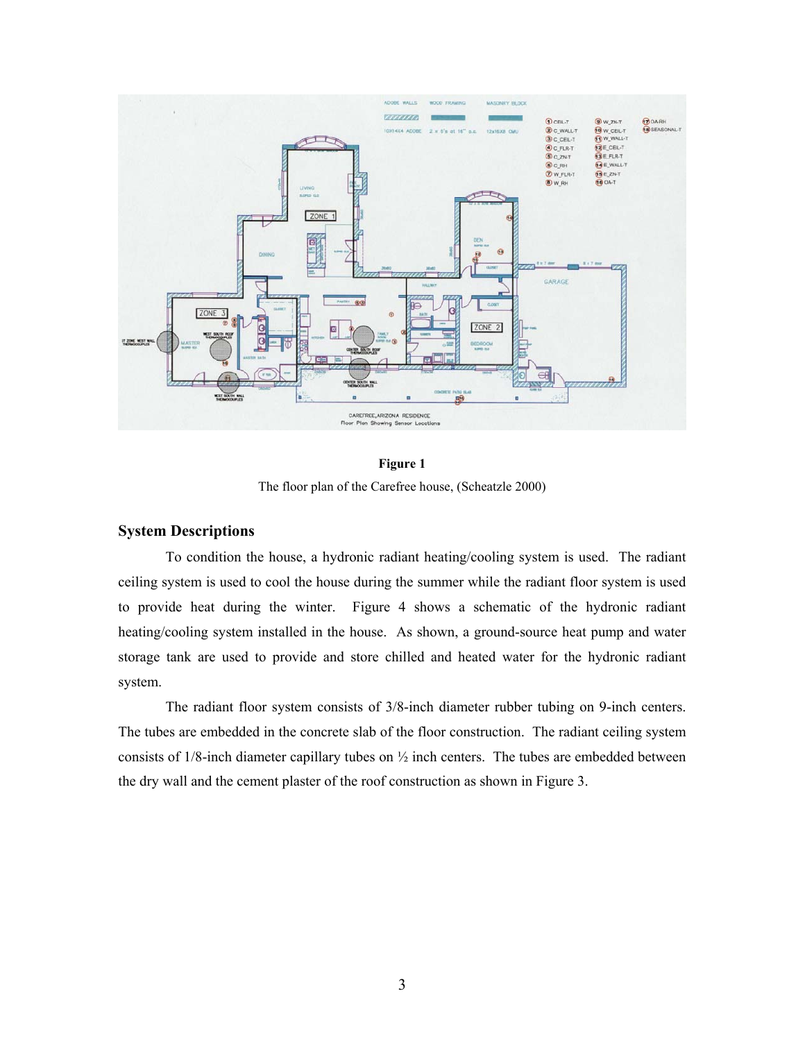**Figure 1**

The floor plan of the Carefree house, (Scheatzle 2000)

## System Descriptions

To condition the house, a hydronic radiant heating/cooling system is used. The radiant ceiling system is used to cool the house during the summer while the radiant floor system is used to provide heat during the winter. Figure 4 shows a schematic of the hydronic radiant heating/cooling system installed in the house. As shown, a ground-source heat pump and water storage tank are used to provide and store chilled and heated water for the hydronic radiant system.

The radiant floor system consists of 3/8-inch diameter rubber tubing on 9-inch centers. The tubes are embedded in the concrete slab of the floor construction. The radiant ceiling system consists of 1/8-inch diameter capillary tubes on ½ inch centers. The tubes are embedded between the dry wall and the cement plaster of the roof construction as shown in Figure 3.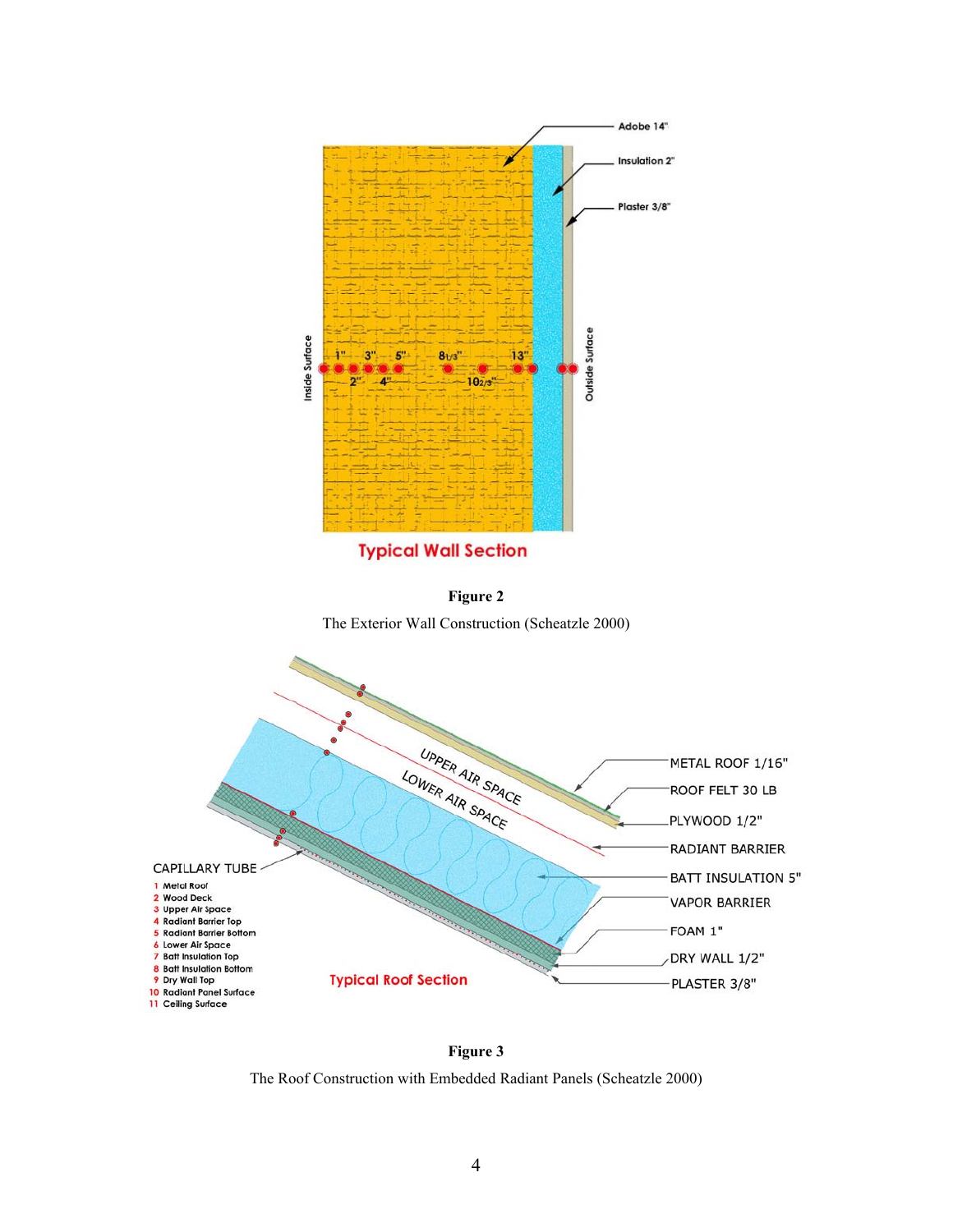**Figure 2**

The Exterior Wall Construction (Scheatzle 2000)

**Figure 3**

The Roof Construction with Embedded Radiant Panels (Scheatzle 2000)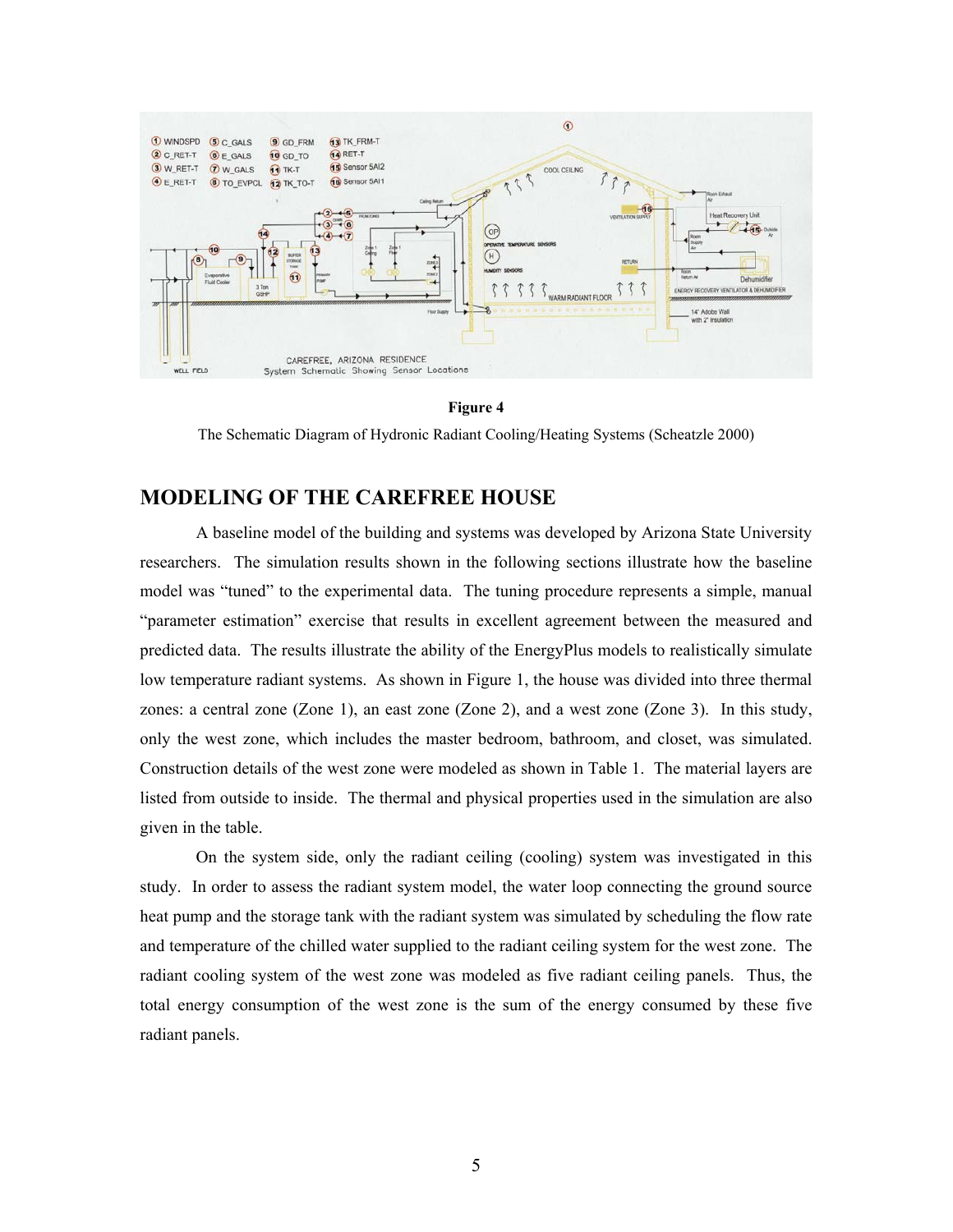**Figure 4**

The Schematic Diagram of Hydronic Radiant Cooling/Heating Systems (Scheatzle 2000)

## MODELING OF THE CAREFREE HOUSE

A baseline model of the building and systems was developed by Arizona State University researchers. The simulation results shown in the following sections illustrate how the baseline model was "tuned" to the experimental data. The tuning procedure represents a simple, manual "parameter estimation" exercise that results in excellent agreement between the measured and predicted data. The results illustrate the ability of the EnergyPlus models to realistically simulate low temperature radiant systems. As shown in Figure 1, the house was divided into three thermal zones: a central zone (Zone 1), an east zone (Zone 2), and a west zone (Zone 3). In this study, only the west zone, which includes the master bedroom, bathroom, and closet, was simulated. Construction details of the west zone were modeled as shown in Table 1. The material layers are listed from outside to inside. The thermal and physical properties used in the simulation are also given in the table.

On the system side, only the radiant ceiling (cooling) system was investigated in this study. In order to assess the radiant system model, the water loop connecting the ground source heat pump and the storage tank with the radiant system was simulated by scheduling the flow rate and temperature of the chilled water supplied to the radiant ceiling system for the west zone. The radiant cooling system of the west zone was modeled as five radiant ceiling panels. Thus, the total energy consumption of the west zone is the sum of the energy consumed by these five radiant panels.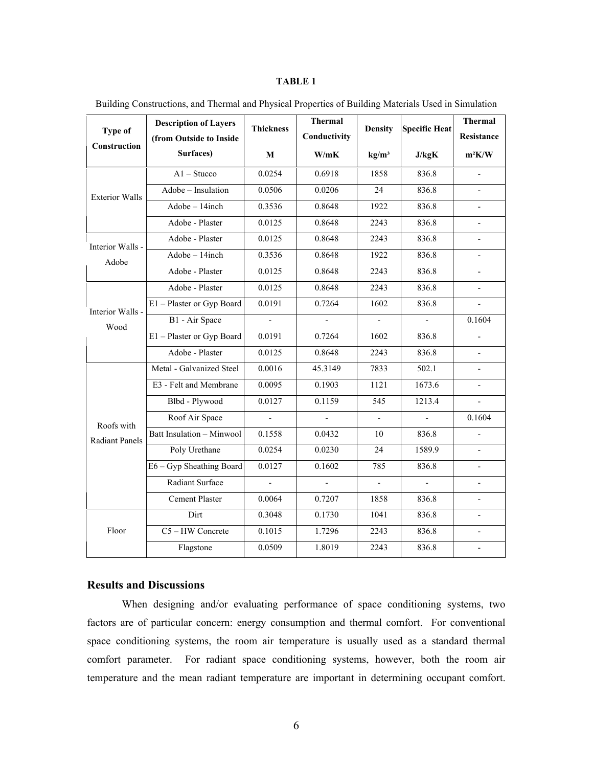**TABLE 1**

Building Constructions, and Thermal and Physical Properties of Building Materials Used in Simulation

| Type of Construction | Description of Layers (from Outside to Inside Surfaces) | Thickness M | Thermal Conductivity W/mK | Density kg/m³ | Specific Heat J/kgK | Thermal Resistance m²K/W |
|---|---|---|---|---|---|---|
| Exterior Walls | A1 – Stucco | 0.0254 | 0.6918 | 1858 | 836.8 | - |
| | Adobe – Insulation | 0.0506 | 0.0206 | 24 | 836.8 | - |
| | Adobe – 14inch | 0.3536 | 0.8648 | 1922 | 836.8 | - |
| | Adobe - Plaster | 0.0125 | 0.8648 | 2243 | 836.8 | - |
| Interior Walls - Adobe | Adobe - Plaster | 0.0125 | 0.8648 | 2243 | 836.8 | - |
| | Adobe – 14inch | 0.3536 | 0.8648 | 1922 | 836.8 | - |
| | Adobe - Plaster | 0.0125 | 0.8648 | 2243 | 836.8 | - |
| Interior Walls - Wood | Adobe - Plaster | 0.0125 | 0.8648 | 2243 | 836.8 | - |
| | E1 – Plaster or Gyp Board | 0.0191 | 0.7264 | 1602 | 836.8 | - |
| | B1 - Air Space | - | - | - | - | 0.1604 |
| | E1 – Plaster or Gyp Board | 0.0191 | 0.7264 | 1602 | 836.8 | - |
| | Adobe - Plaster | 0.0125 | 0.8648 | 2243 | 836.8 | - |
| Roofs with Radiant Panels | Metal - Galvanized Steel | 0.0016 | 45.3149 | 7833 | 502.1 | - |
| | E3 - Felt and Membrane | 0.0095 | 0.1903 | 1121 | 1673.6 | - |
| | Blbd - Plywood | 0.0127 | 0.1159 | 545 | 1213.4 | - |
| | Roof Air Space | - | - | - | - | 0.1604 |
| | Batt Insulation – Minwool | 0.1558 | 0.0432 | 10 | 836.8 | - |
| | Poly Urethane | 0.0254 | 0.0230 | 24 | 1589.9 | - |
| | E6 – Gyp Sheathing Board | 0.0127 | 0.1602 | 785 | 836.8 | - |
| | Radiant Surface | - | - | - | - | - |
| | Cement Plaster | 0.0064 | 0.7207 | 1858 | 836.8 | - |
| Floor | Dirt | 0.3048 | 0.1730 | 1041 | 836.8 | - |
| | C5 – HW Concrete | 0.1015 | 1.7296 | 2243 | 836.8 | - |
| | Flagstone | 0.0509 | 1.8019 | 2243 | 836.8 | - |

## Results and Discussions

When designing and/or evaluating performance of space conditioning systems, two factors are of particular concern: energy consumption and thermal comfort. For conventional space conditioning systems, the room air temperature is usually used as a standard thermal comfort parameter. For radiant space conditioning systems, however, both the room air temperature and the mean radiant temperature are important in determining occupant comfort.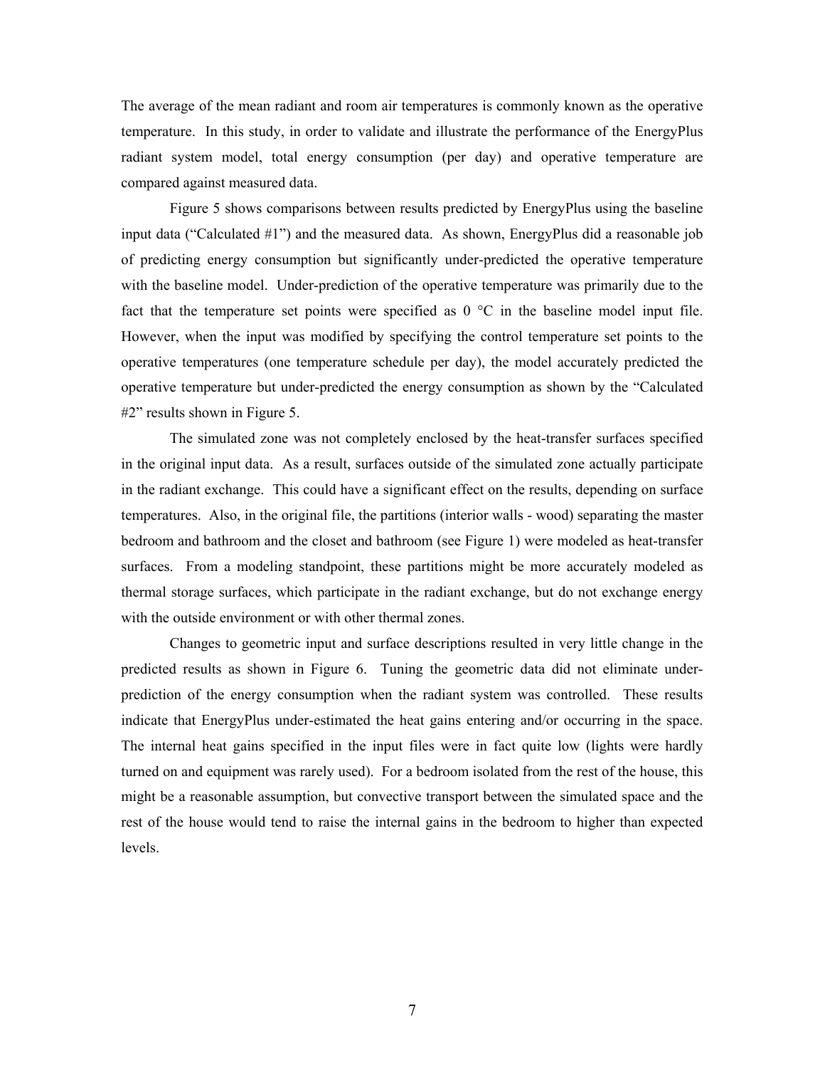The average of the mean radiant and room air temperatures is commonly known as the operative temperature. In this study, in order to validate and illustrate the performance of the EnergyPlus radiant system model, total energy consumption (per day) and operative temperature are compared against measured data.

Figure 5 shows comparisons between results predicted by EnergyPlus using the baseline input data ("Calculated #1") and the measured data. As shown, EnergyPlus did a reasonable job of predicting energy consumption but significantly under-predicted the operative temperature with the baseline model. Under-prediction of the operative temperature was primarily due to the fact that the temperature set points were specified as 0 °C in the baseline model input file. However, when the input was modified by specifying the control temperature set points to the operative temperatures (one temperature schedule per day), the model accurately predicted the operative temperature but under-predicted the energy consumption as shown by the "Calculated #2" results shown in Figure 5.

The simulated zone was not completely enclosed by the heat-transfer surfaces specified in the original input data. As a result, surfaces outside of the simulated zone actually participate in the radiant exchange. This could have a significant effect on the results, depending on surface temperatures. Also, in the original file, the partitions (interior walls - wood) separating the master bedroom and bathroom and the closet and bathroom (see Figure 1) were modeled as heat-transfer surfaces. From a modeling standpoint, these partitions might be more accurately modeled as thermal storage surfaces, which participate in the radiant exchange, but do not exchange energy with the outside environment or with other thermal zones.

Changes to geometric input and surface descriptions resulted in very little change in the predicted results as shown in Figure 6. Tuning the geometric data did not eliminate under-prediction of the energy consumption when the radiant system was controlled. These results indicate that EnergyPlus under-estimated the heat gains entering and/or occurring in the space. The internal heat gains specified in the input files were in fact quite low (lights were hardly turned on and equipment was rarely used). For a bedroom isolated from the rest of the house, this might be a reasonable assumption, but convective transport between the simulated space and the rest of the house would tend to raise the internal gains in the bedroom to higher than expected levels.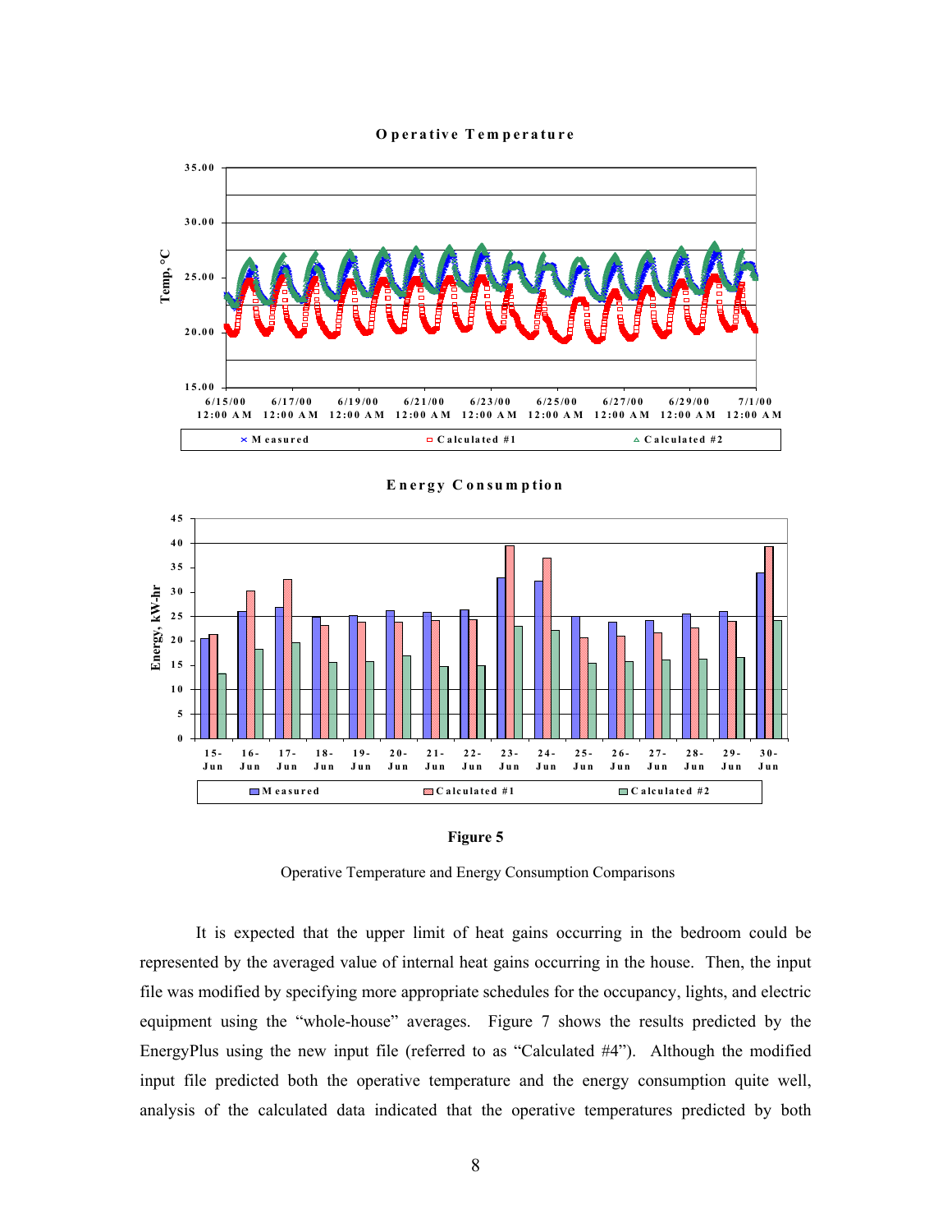**Figure 5**

Operative Temperature and Energy Consumption Comparisons

It is expected that the upper limit of heat gains occurring in the bedroom could be represented by the averaged value of internal heat gains occurring in the house. Then, the input file was modified by specifying more appropriate schedules for the occupancy, lights, and electric equipment using the "whole-house" averages. Figure 7 shows the results predicted by the EnergyPlus using the new input file (referred to as "Calculated #4"). Although the modified input file predicted both the operative temperature and the energy consumption quite well, analysis of the calculated data indicated that the operative temperatures predicted by both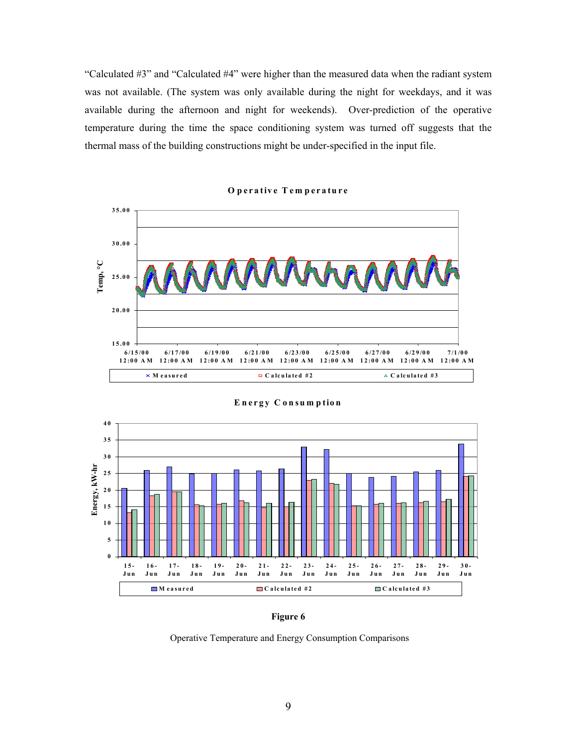"Calculated #3" and "Calculated #4" were higher than the measured data when the radiant system was not available. (The system was only available during the night for weekdays, and it was available during the afternoon and night for weekends). Over-prediction of the operative temperature during the time the space conditioning system was turned off suggests that the thermal mass of the building constructions might be under-specified in the input file.

**Figure 6**

Operative Temperature and Energy Consumption Comparisons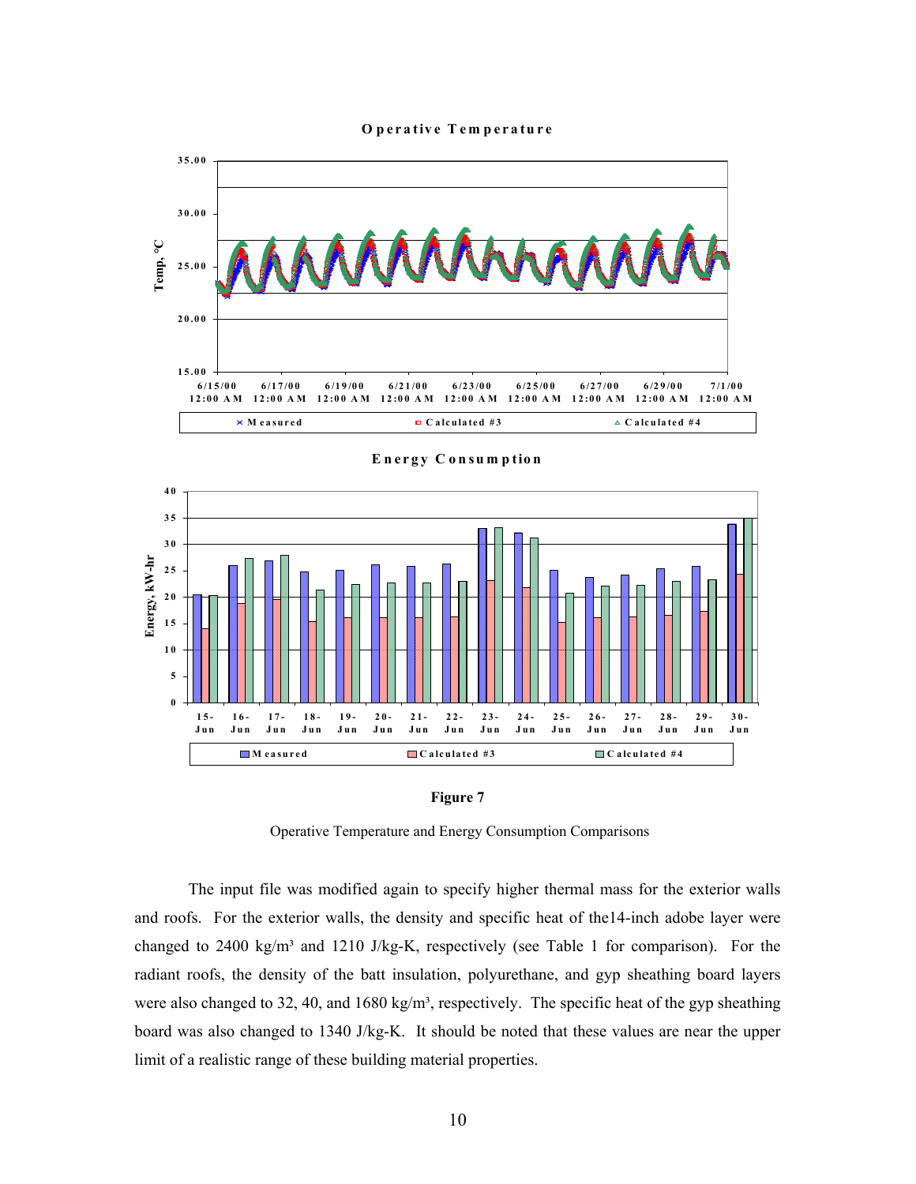**Figure 7**

Operative Temperature and Energy Consumption Comparisons

The input file was modified again to specify higher thermal mass for the exterior walls and roofs. For the exterior walls, the density and specific heat of the14-inch adobe layer were changed to 2400 kg/m³ and 1210 J/kg-K, respectively (see Table 1 for comparison). For the radiant roofs, the density of the batt insulation, polyurethane, and gyp sheathing board layers were also changed to 32, 40, and 1680 kg/m³, respectively. The specific heat of the gyp sheathing board was also changed to 1340 J/kg-K. It should be noted that these values are near the upper limit of a realistic range of these building material properties.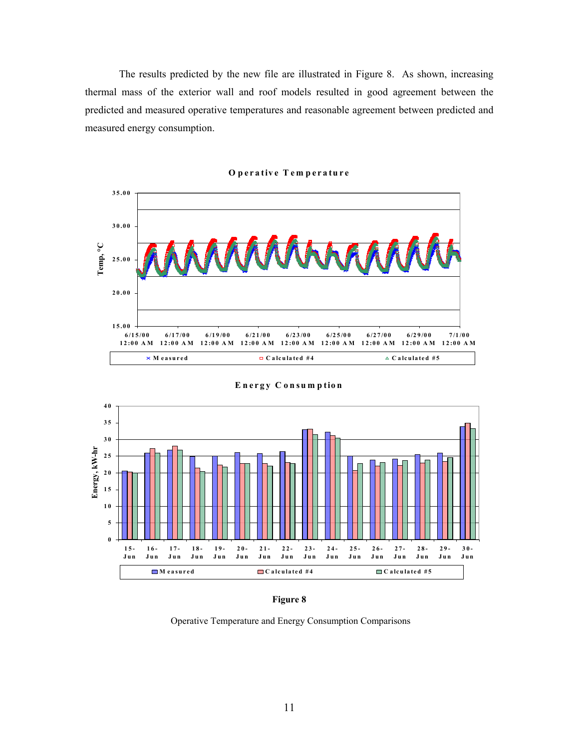The results predicted by the new file are illustrated in Figure 8. As shown, increasing thermal mass of the exterior wall and roof models resulted in good agreement between the predicted and measured operative temperatures and reasonable agreement between predicted and measured energy consumption.

**Figure 8**

Operative Temperature and Energy Consumption Comparisons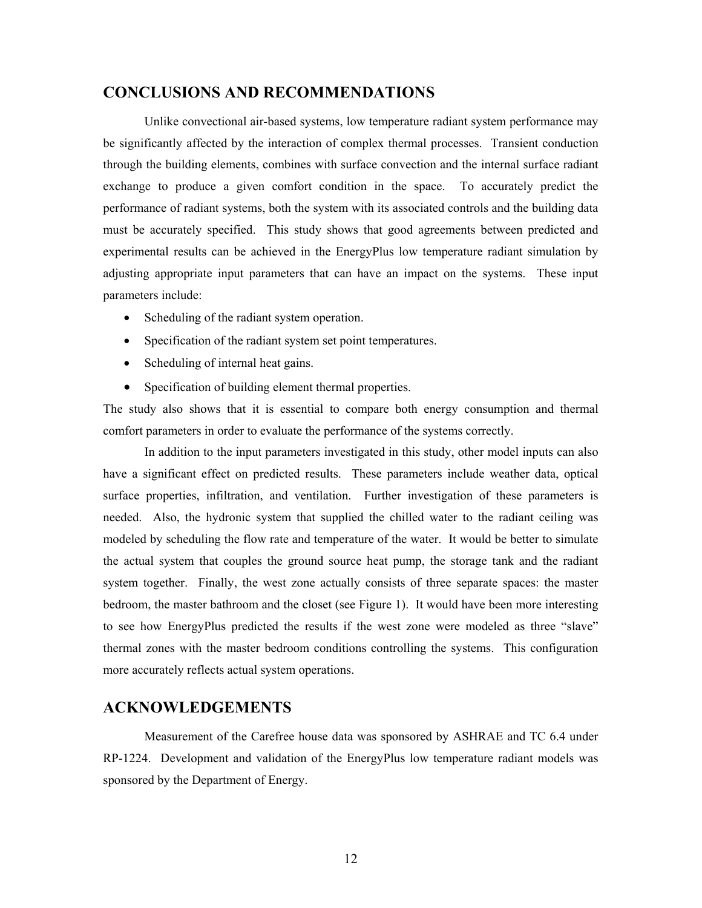## CONCLUSIONS AND RECOMMENDATIONS

Unlike convectional air-based systems, low temperature radiant system performance may be significantly affected by the interaction of complex thermal processes. Transient conduction through the building elements, combines with surface convection and the internal surface radiant exchange to produce a given comfort condition in the space. To accurately predict the performance of radiant systems, both the system with its associated controls and the building data must be accurately specified. This study shows that good agreements between predicted and experimental results can be achieved in the EnergyPlus low temperature radiant simulation by adjusting appropriate input parameters that can have an impact on the systems. These input parameters include:

- Scheduling of the radiant system operation.
- Specification of the radiant system set point temperatures.
- Scheduling of internal heat gains.
- Specification of building element thermal properties.

The study also shows that it is essential to compare both energy consumption and thermal comfort parameters in order to evaluate the performance of the systems correctly.

In addition to the input parameters investigated in this study, other model inputs can also have a significant effect on predicted results. These parameters include weather data, optical surface properties, infiltration, and ventilation. Further investigation of these parameters is needed. Also, the hydronic system that supplied the chilled water to the radiant ceiling was modeled by scheduling the flow rate and temperature of the water. It would be better to simulate the actual system that couples the ground source heat pump, the storage tank and the radiant system together. Finally, the west zone actually consists of three separate spaces: the master bedroom, the master bathroom and the closet (see Figure 1). It would have been more interesting to see how EnergyPlus predicted the results if the west zone were modeled as three "slave" thermal zones with the master bedroom conditions controlling the systems. This configuration more accurately reflects actual system operations.

## ACKNOWLEDGEMENTS

Measurement of the Carefree house data was sponsored by ASHRAE and TC 6.4 under RP-1224. Development and validation of the EnergyPlus low temperature radiant models was sponsored by the Department of Energy.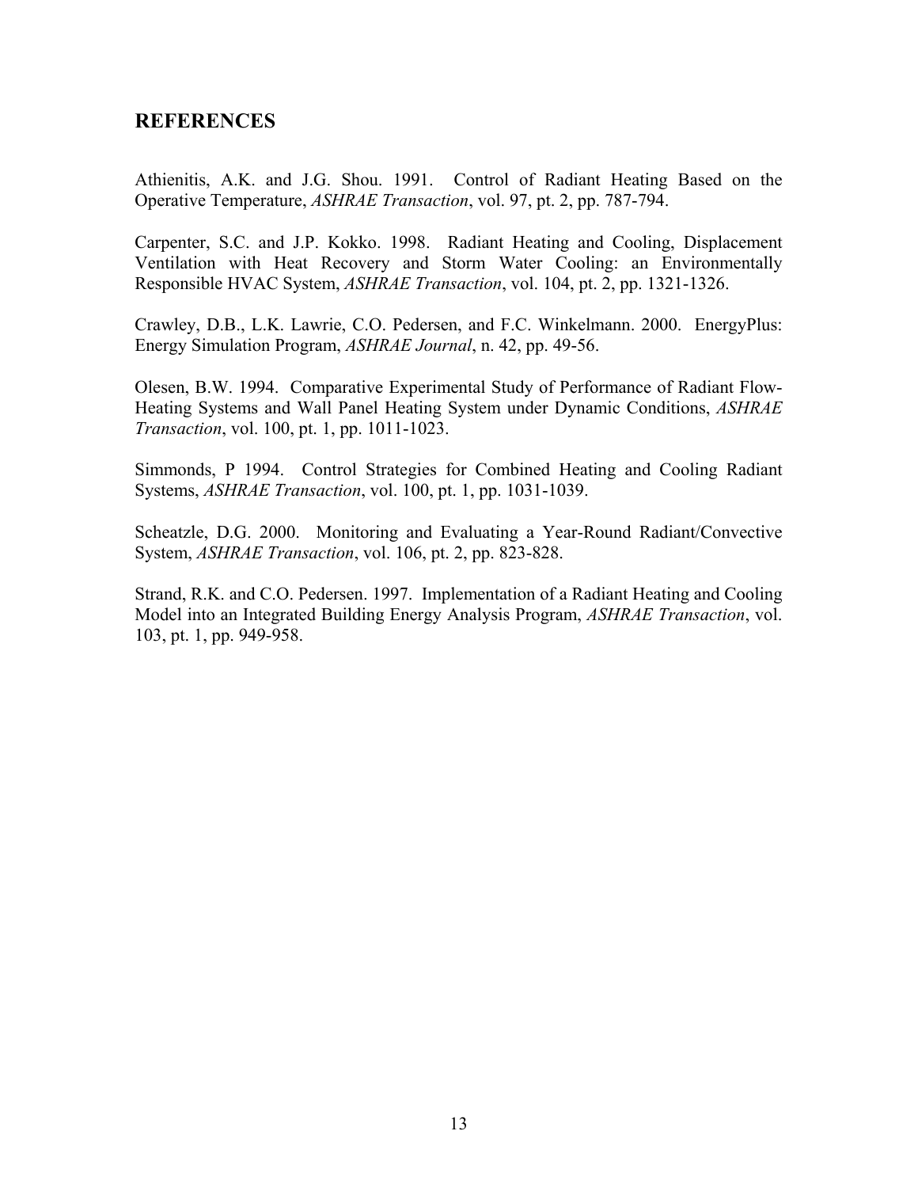## REFERENCES

Athienitis, A.K. and J.G. Shou. 1991. Control of Radiant Heating Based on the Operative Temperature, *ASHRAE Transaction*, vol. 97, pt. 2, pp. 787-794.

Carpenter, S.C. and J.P. Kokko. 1998. Radiant Heating and Cooling, Displacement Ventilation with Heat Recovery and Storm Water Cooling: an Environmentally Responsible HVAC System, *ASHRAE Transaction*, vol. 104, pt. 2, pp. 1321-1326.

Crawley, D.B., L.K. Lawrie, C.O. Pedersen, and F.C. Winkelmann. 2000. EnergyPlus: Energy Simulation Program, *ASHRAE Journal*, n. 42, pp. 49-56.

Olesen, B.W. 1994. Comparative Experimental Study of Performance of Radiant Flow-Heating Systems and Wall Panel Heating System under Dynamic Conditions, *ASHRAE Transaction*, vol. 100, pt. 1, pp. 1011-1023.

Simmonds, P 1994. Control Strategies for Combined Heating and Cooling Radiant Systems, *ASHRAE Transaction*, vol. 100, pt. 1, pp. 1031-1039.

Scheatzle, D.G. 2000. Monitoring and Evaluating a Year-Round Radiant/Convective System, *ASHRAE Transaction*, vol. 106, pt. 2, pp. 823-828.

Strand, R.K. and C.O. Pedersen. 1997. Implementation of a Radiant Heating and Cooling Model into an Integrated Building Energy Analysis Program, *ASHRAE Transaction*, vol. 103, pt. 1, pp. 949-958.